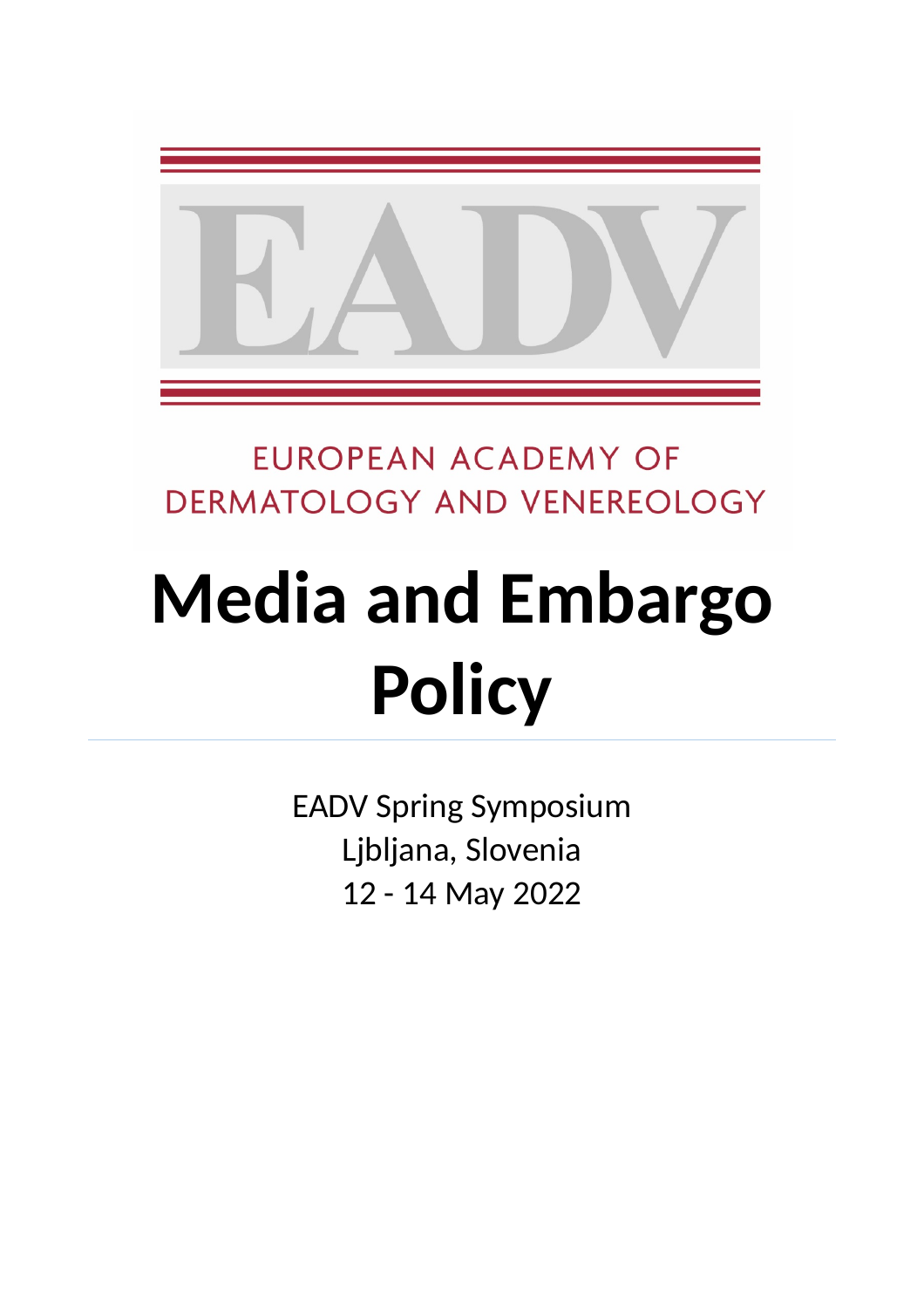EADV

EUROPEAN ACADEMY OF DERMATOLOGY AND VENEREOLOGY

# Media and Embargo Policy

EADV Spring Symposium
Ljbljana, Slovenia
12 - 14 May 2022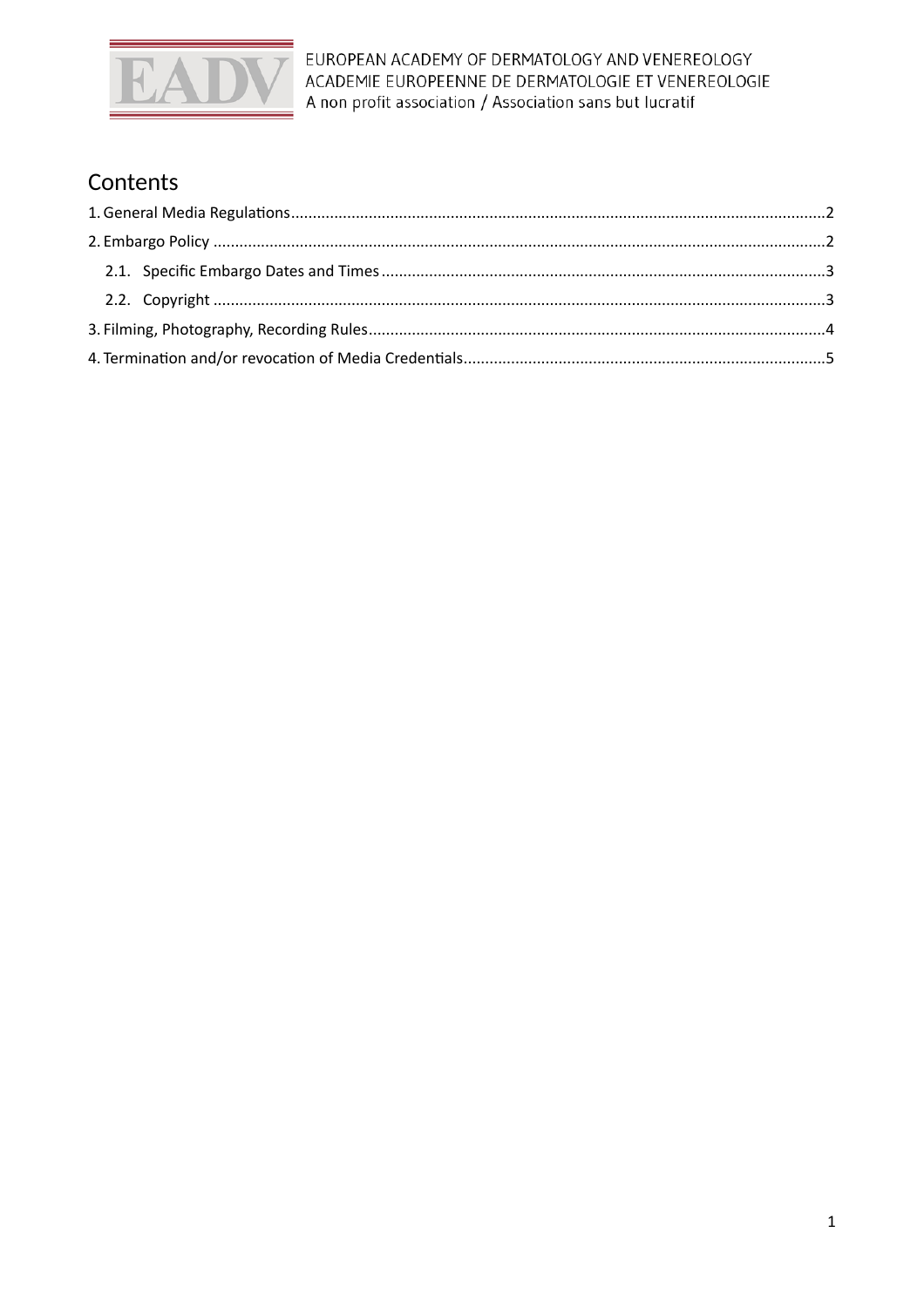EUROPEAN ACADEMY OF DERMATOLOGY AND VENEREOLOGY
ACADEMIE EUROPEENNE DE DERMATOLOGIE ET VENEREOLOGIE
A non profit association / Association sans but lucratif

# Contents

1. General Media Regulations....................................................................................2
2. Embargo Policy....................................................................................2
   2.1. Specific Embargo Dates and Times....................................................................................3
   2.2. Copyright....................................................................................3
3. Filming, Photography, Recording Rules....................................................................................4
4. Termination and/or revocation of Media Credentials....................................................................................5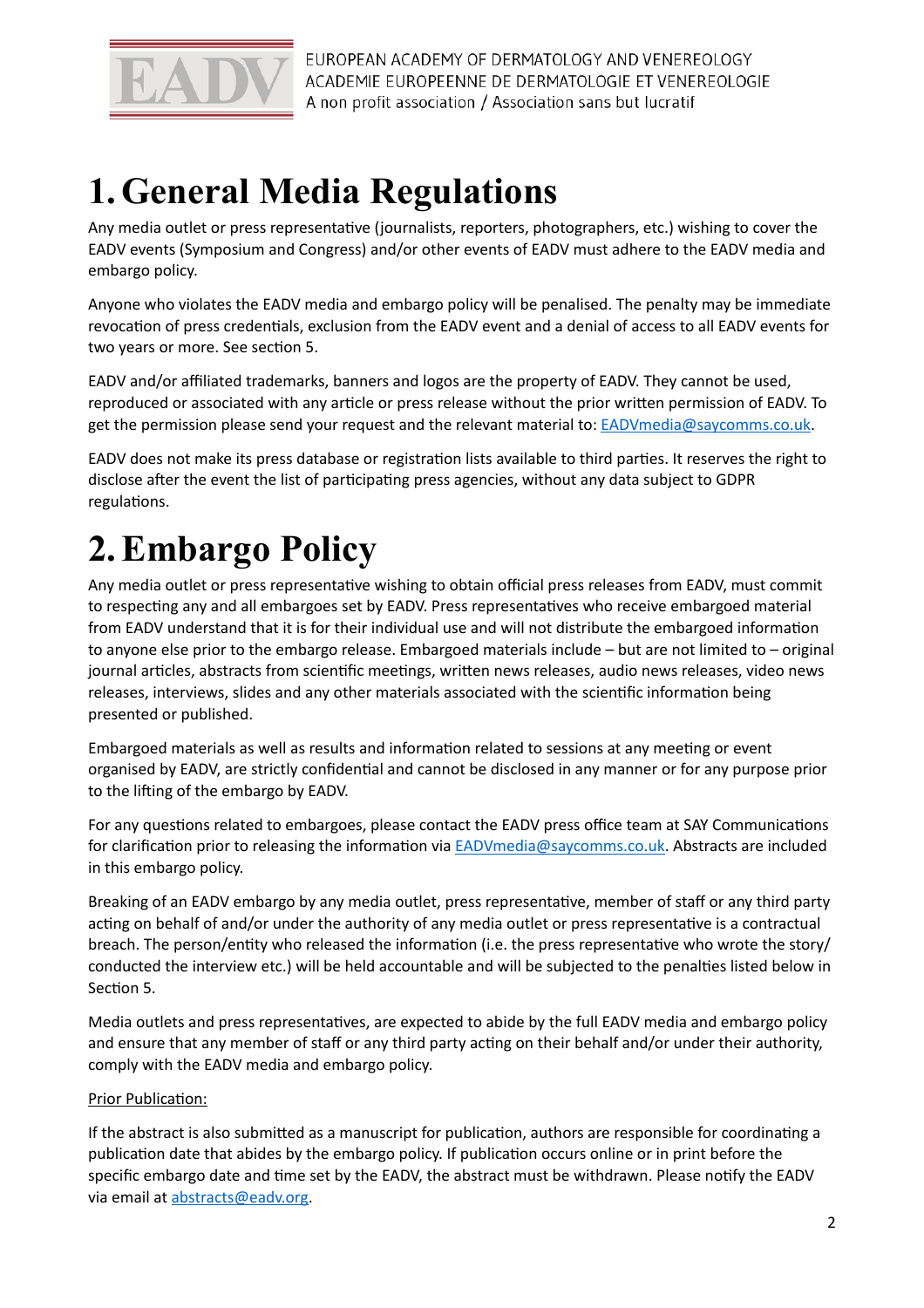# 1. General Media Regulations

Any media outlet or press representative (journalists, reporters, photographers, etc.) wishing to cover the EADV events (Symposium and Congress) and/or other events of EADV must adhere to the EADV media and embargo policy.

Anyone who violates the EADV media and embargo policy will be penalised. The penalty may be immediate revocation of press credentials, exclusion from the EADV event and a denial of access to all EADV events for two years or more. See section 5.

EADV and/or affiliated trademarks, banners and logos are the property of EADV. They cannot be used, reproduced or associated with any article or press release without the prior written permission of EADV. To get the permission please send your request and the relevant material to: EADVmedia@saycomms.co.uk.

EADV does not make its press database or registration lists available to third parties. It reserves the right to disclose after the event the list of participating press agencies, without any data subject to GDPR regulations.

# 2. Embargo Policy

Any media outlet or press representative wishing to obtain official press releases from EADV, must commit to respecting any and all embargoes set by EADV. Press representatives who receive embargoed material from EADV understand that it is for their individual use and will not distribute the embargoed information to anyone else prior to the embargo release. Embargoed materials include – but are not limited to – original journal articles, abstracts from scientific meetings, written news releases, audio news releases, video news releases, interviews, slides and any other materials associated with the scientific information being presented or published.

Embargoed materials as well as results and information related to sessions at any meeting or event organised by EADV, are strictly confidential and cannot be disclosed in any manner or for any purpose prior to the lifting of the embargo by EADV.

For any questions related to embargoes, please contact the EADV press office team at SAY Communications for clarification prior to releasing the information via EADVmedia@saycomms.co.uk. Abstracts are included in this embargo policy.

Breaking of an EADV embargo by any media outlet, press representative, member of staff or any third party acting on behalf of and/or under the authority of any media outlet or press representative is a contractual breach. The person/entity who released the information (i.e. the press representative who wrote the story/ conducted the interview etc.) will be held accountable and will be subjected to the penalties listed below in Section 5.

Media outlets and press representatives, are expected to abide by the full EADV media and embargo policy and ensure that any member of staff or any third party acting on their behalf and/or under their authority, comply with the EADV media and embargo policy.

Prior Publication:

If the abstract is also submitted as a manuscript for publication, authors are responsible for coordinating a publication date that abides by the embargo policy. If publication occurs online or in print before the specific embargo date and time set by the EADV, the abstract must be withdrawn. Please notify the EADV via email at abstracts@eadv.org.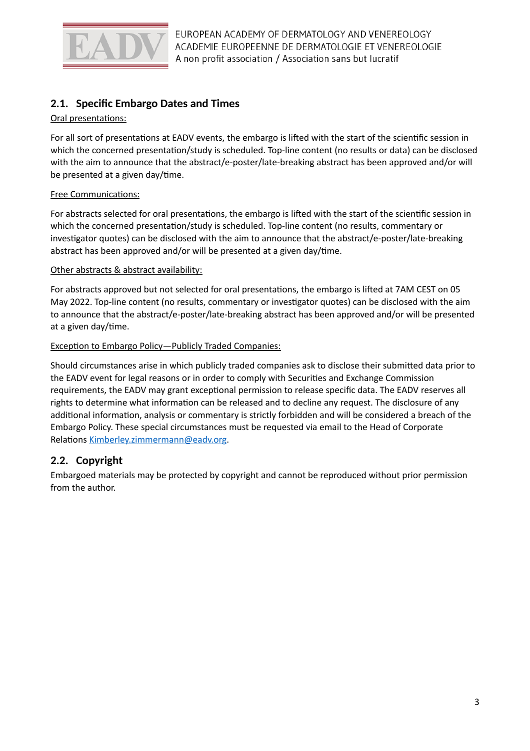## 2.1. Specific Embargo Dates and Times

Oral presentations:

For all sort of presentations at EADV events, the embargo is lifted with the start of the scientific session in which the concerned presentation/study is scheduled. Top-line content (no results or data) can be disclosed with the aim to announce that the abstract/e-poster/late-breaking abstract has been approved and/or will be presented at a given day/time.

Free Communications:

For abstracts selected for oral presentations, the embargo is lifted with the start of the scientific session in which the concerned presentation/study is scheduled. Top-line content (no results, commentary or investigator quotes) can be disclosed with the aim to announce that the abstract/e-poster/late-breaking abstract has been approved and/or will be presented at a given day/time.

Other abstracts & abstract availability:

For abstracts approved but not selected for oral presentations, the embargo is lifted at 7AM CEST on 05 May 2022. Top-line content (no results, commentary or investigator quotes) can be disclosed with the aim to announce that the abstract/e-poster/late-breaking abstract has been approved and/or will be presented at a given day/time.

Exception to Embargo Policy—Publicly Traded Companies:

Should circumstances arise in which publicly traded companies ask to disclose their submitted data prior to the EADV event for legal reasons or in order to comply with Securities and Exchange Commission requirements, the EADV may grant exceptional permission to release specific data. The EADV reserves all rights to determine what information can be released and to decline any request. The disclosure of any additional information, analysis or commentary is strictly forbidden and will be considered a breach of the Embargo Policy. These special circumstances must be requested via email to the Head of Corporate Relations Kimberley.zimmermann@eadv.org.

## 2.2. Copyright

Embargoed materials may be protected by copyright and cannot be reproduced without prior permission from the author.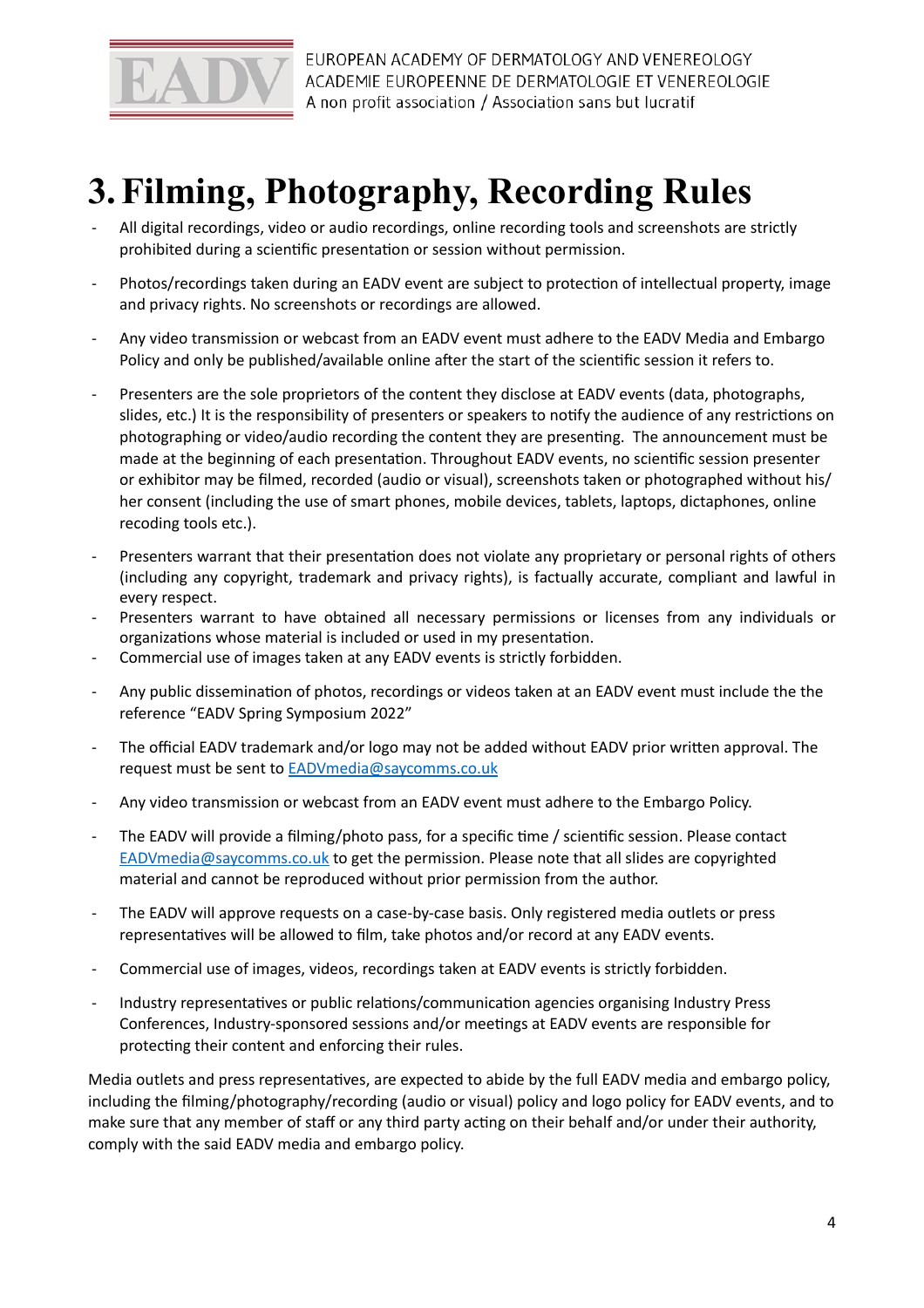# 3. Filming, Photography, Recording Rules

- All digital recordings, video or audio recordings, online recording tools and screenshots are strictly prohibited during a scientific presentation or session without permission.
- Photos/recordings taken during an EADV event are subject to protection of intellectual property, image and privacy rights. No screenshots or recordings are allowed.
- Any video transmission or webcast from an EADV event must adhere to the EADV Media and Embargo Policy and only be published/available online after the start of the scientific session it refers to.
- Presenters are the sole proprietors of the content they disclose at EADV events (data, photographs, slides, etc.) It is the responsibility of presenters or speakers to notify the audience of any restrictions on photographing or video/audio recording the content they are presenting. The announcement must be made at the beginning of each presentation. Throughout EADV events, no scientific session presenter or exhibitor may be filmed, recorded (audio or visual), screenshots taken or photographed without his/her consent (including the use of smart phones, mobile devices, tablets, laptops, dictaphones, online recoding tools etc.).
- Presenters warrant that their presentation does not violate any proprietary or personal rights of others (including any copyright, trademark and privacy rights), is factually accurate, compliant and lawful in every respect.
- Presenters warrant to have obtained all necessary permissions or licenses from any individuals or organizations whose material is included or used in my presentation.
- Commercial use of images taken at any EADV events is strictly forbidden.
- Any public dissemination of photos, recordings or videos taken at an EADV event must include the the reference "EADV Spring Symposium 2022"
- The official EADV trademark and/or logo may not be added without EADV prior written approval. The request must be sent to EADVmedia@saycomms.co.uk
- Any video transmission or webcast from an EADV event must adhere to the Embargo Policy.
- The EADV will provide a filming/photo pass, for a specific time / scientific session. Please contact EADVmedia@saycomms.co.uk to get the permission. Please note that all slides are copyrighted material and cannot be reproduced without prior permission from the author.
- The EADV will approve requests on a case-by-case basis. Only registered media outlets or press representatives will be allowed to film, take photos and/or record at any EADV events.
- Commercial use of images, videos, recordings taken at EADV events is strictly forbidden.
- Industry representatives or public relations/communication agencies organising Industry Press Conferences, Industry-sponsored sessions and/or meetings at EADV events are responsible for protecting their content and enforcing their rules.

Media outlets and press representatives, are expected to abide by the full EADV media and embargo policy, including the filming/photography/recording (audio or visual) policy and logo policy for EADV events, and to make sure that any member of staff or any third party acting on their behalf and/or under their authority, comply with the said EADV media and embargo policy.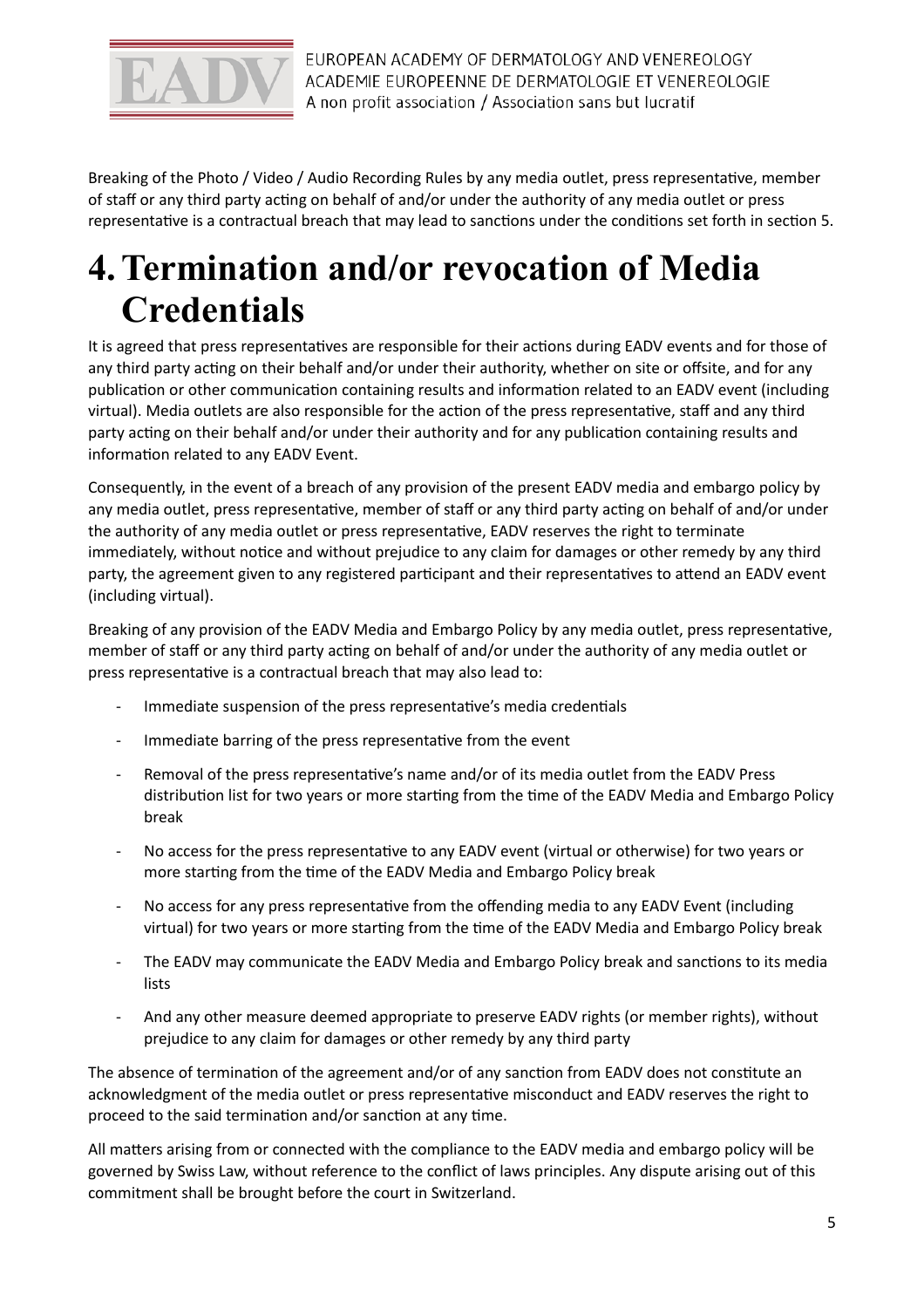Breaking of the Photo / Video / Audio Recording Rules by any media outlet, press representative, member of staff or any third party acting on behalf of and/or under the authority of any media outlet or press representative is a contractual breach that may lead to sanctions under the conditions set forth in section 5.

# 4. Termination and/or revocation of Media Credentials

It is agreed that press representatives are responsible for their actions during EADV events and for those of any third party acting on their behalf and/or under their authority, whether on site or offsite, and for any publication or other communication containing results and information related to an EADV event (including virtual). Media outlets are also responsible for the action of the press representative, staff and any third party acting on their behalf and/or under their authority and for any publication containing results and information related to any EADV Event.

Consequently, in the event of a breach of any provision of the present EADV media and embargo policy by any media outlet, press representative, member of staff or any third party acting on behalf of and/or under the authority of any media outlet or press representative, EADV reserves the right to terminate immediately, without notice and without prejudice to any claim for damages or other remedy by any third party, the agreement given to any registered participant and their representatives to attend an EADV event (including virtual).

Breaking of any provision of the EADV Media and Embargo Policy by any media outlet, press representative, member of staff or any third party acting on behalf of and/or under the authority of any media outlet or press representative is a contractual breach that may also lead to:

- Immediate suspension of the press representative's media credentials
- Immediate barring of the press representative from the event
- Removal of the press representative's name and/or of its media outlet from the EADV Press distribution list for two years or more starting from the time of the EADV Media and Embargo Policy break
- No access for the press representative to any EADV event (virtual or otherwise) for two years or more starting from the time of the EADV Media and Embargo Policy break
- No access for any press representative from the offending media to any EADV Event (including virtual) for two years or more starting from the time of the EADV Media and Embargo Policy break
- The EADV may communicate the EADV Media and Embargo Policy break and sanctions to its media lists
- And any other measure deemed appropriate to preserve EADV rights (or member rights), without prejudice to any claim for damages or other remedy by any third party

The absence of termination of the agreement and/or of any sanction from EADV does not constitute an acknowledgment of the media outlet or press representative misconduct and EADV reserves the right to proceed to the said termination and/or sanction at any time.

All matters arising from or connected with the compliance to the EADV media and embargo policy will be governed by Swiss Law, without reference to the conflict of laws principles. Any dispute arising out of this commitment shall be brought before the court in Switzerland.